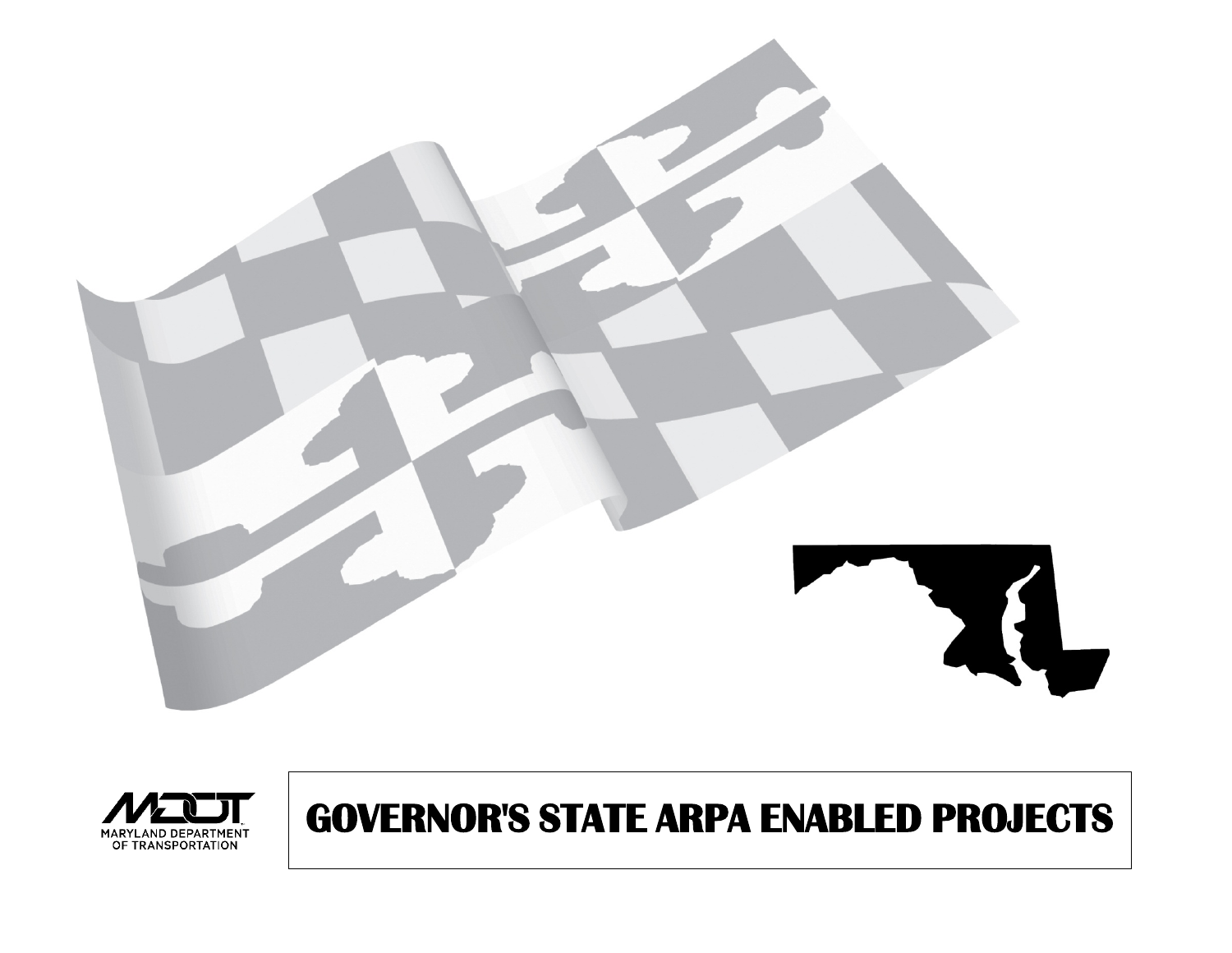MARYLAND DEPARTMENT OF TRANSPORTATION

# GOVERNOR'S STATE ARPA ENABLED PROJECTS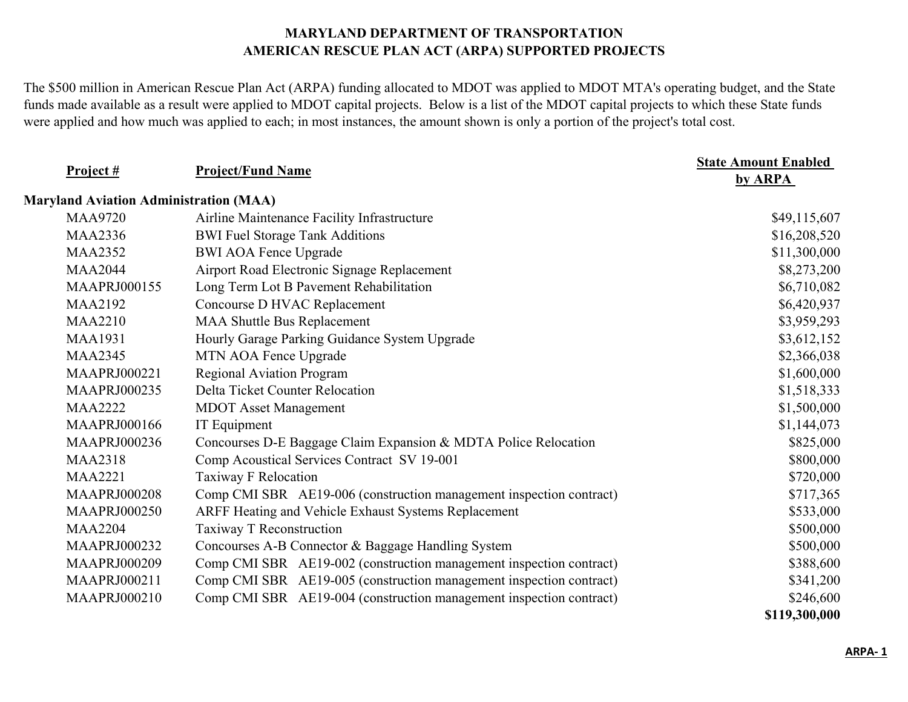**MARYLAND DEPARTMENT OF TRANSPORTATION**
**AMERICAN RESCUE PLAN ACT (ARPA) SUPPORTED PROJECTS**

The $500 million in American Rescue Plan Act (ARPA) funding allocated to MDOT was applied to MDOT MTA's operating budget, and the State funds made available as a result were applied to MDOT capital projects. Below is a list of the MDOT capital projects to which these State funds were applied and how much was applied to each; in most instances, the amount shown is only a portion of the project's total cost.

| Project # | Project/Fund Name | State Amount Enabled by ARPA |
|---|---|---|
| **Maryland Aviation Administration (MAA)** | | |
| MAA9720 | Airline Maintenance Facility Infrastructure | $49,115,607 |
| MAA2336 | BWI Fuel Storage Tank Additions | $16,208,520 |
| MAA2352 | BWI AOA Fence Upgrade | $11,300,000 |
| MAA2044 | Airport Road Electronic Signage Replacement | $8,273,200 |
| MAAPRJ000155 | Long Term Lot B Pavement Rehabilitation | $6,710,082 |
| MAA2192 | Concourse D HVAC Replacement | $6,420,937 |
| MAA2210 | MAA Shuttle Bus Replacement | $3,959,293 |
| MAA1931 | Hourly Garage Parking Guidance System Upgrade | $3,612,152 |
| MAA2345 | MTN AOA Fence Upgrade | $2,366,038 |
| MAAPRJ000221 | Regional Aviation Program | $1,600,000 |
| MAAPRJ000235 | Delta Ticket Counter Relocation | $1,518,333 |
| MAA2222 | MDOT Asset Management | $1,500,000 |
| MAAPRJ000166 | IT Equipment | $1,144,073 |
| MAAPRJ000236 | Concourses D-E Baggage Claim Expansion & MDTA Police Relocation | $825,000 |
| MAA2318 | Comp Acoustical Services Contract SV 19-001 | $800,000 |
| MAA2221 | Taxiway F Relocation | $720,000 |
| MAAPRJ000208 | Comp CMI SBR AE19-006 (construction management inspection contract) | $717,365 |
| MAAPRJ000250 | ARFF Heating and Vehicle Exhaust Systems Replacement | $533,000 |
| MAA2204 | Taxiway T Reconstruction | $500,000 |
| MAAPRJ000232 | Concourses A-B Connector & Baggage Handling System | $500,000 |
| MAAPRJ000209 | Comp CMI SBR AE19-002 (construction management inspection contract) | $388,600 |
| MAAPRJ000211 | Comp CMI SBR AE19-005 (construction management inspection contract) | $341,200 |
| MAAPRJ000210 | Comp CMI SBR AE19-004 (construction management inspection contract) | $246,600 |
| | | **$119,300,000** |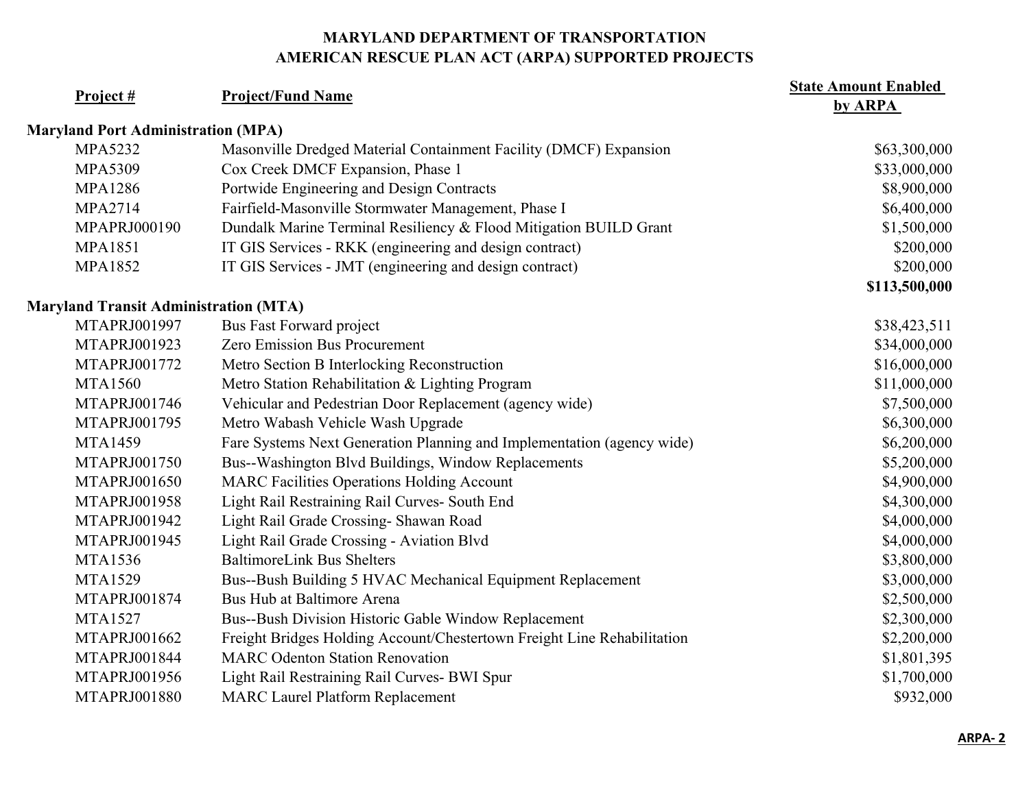# MARYLAND DEPARTMENT OF TRANSPORTATION
# AMERICAN RESCUE PLAN ACT (ARPA) SUPPORTED PROJECTS

| Project # | Project/Fund Name | State Amount Enabled by ARPA |
|---|---|---|
| **Maryland Port Administration (MPA)** | | |
| MPA5232 | Masonville Dredged Material Containment Facility (DMCF) Expansion | $63,300,000 |
| MPA5309 | Cox Creek DMCF Expansion, Phase 1 | $33,000,000 |
| MPA1286 | Portwide Engineering and Design Contracts | $8,900,000 |
| MPA2714 | Fairfield-Masonville Stormwater Management, Phase I | $6,400,000 |
| MPAPRJ000190 | Dundalk Marine Terminal Resiliency & Flood Mitigation BUILD Grant | $1,500,000 |
| MPA1851 | IT GIS Services - RKK (engineering and design contract) | $200,000 |
| MPA1852 | IT GIS Services - JMT (engineering and design contract) | $200,000 |
| | | **$113,500,000** |
| **Maryland Transit Administration (MTA)** | | |
| MTAPRJ001997 | Bus Fast Forward project | $38,423,511 |
| MTAPRJ001923 | Zero Emission Bus Procurement | $34,000,000 |
| MTAPRJ001772 | Metro Section B Interlocking Reconstruction | $16,000,000 |
| MTA1560 | Metro Station Rehabilitation & Lighting Program | $11,000,000 |
| MTAPRJ001746 | Vehicular and Pedestrian Door Replacement (agency wide) | $7,500,000 |
| MTAPRJ001795 | Metro Wabash Vehicle Wash Upgrade | $6,300,000 |
| MTA1459 | Fare Systems Next Generation Planning and Implementation (agency wide) | $6,200,000 |
| MTAPRJ001750 | Bus--Washington Blvd Buildings, Window Replacements | $5,200,000 |
| MTAPRJ001650 | MARC Facilities Operations Holding Account | $4,900,000 |
| MTAPRJ001958 | Light Rail Restraining Rail Curves- South End | $4,300,000 |
| MTAPRJ001942 | Light Rail Grade Crossing- Shawan Road | $4,000,000 |
| MTAPRJ001945 | Light Rail Grade Crossing - Aviation Blvd | $4,000,000 |
| MTA1536 | BaltimoreLink Bus Shelters | $3,800,000 |
| MTA1529 | Bus--Bush Building 5 HVAC Mechanical Equipment Replacement | $3,000,000 |
| MTAPRJ001874 | Bus Hub at Baltimore Arena | $2,500,000 |
| MTA1527 | Bus--Bush Division Historic Gable Window Replacement | $2,300,000 |
| MTAPRJ001662 | Freight Bridges Holding Account/Chestertown Freight Line Rehabilitation | $2,200,000 |
| MTAPRJ001844 | MARC Odenton Station Renovation | $1,801,395 |
| MTAPRJ001956 | Light Rail Restraining Rail Curves- BWI Spur | $1,700,000 |
| MTAPRJ001880 | MARC Laurel Platform Replacement | $932,000 |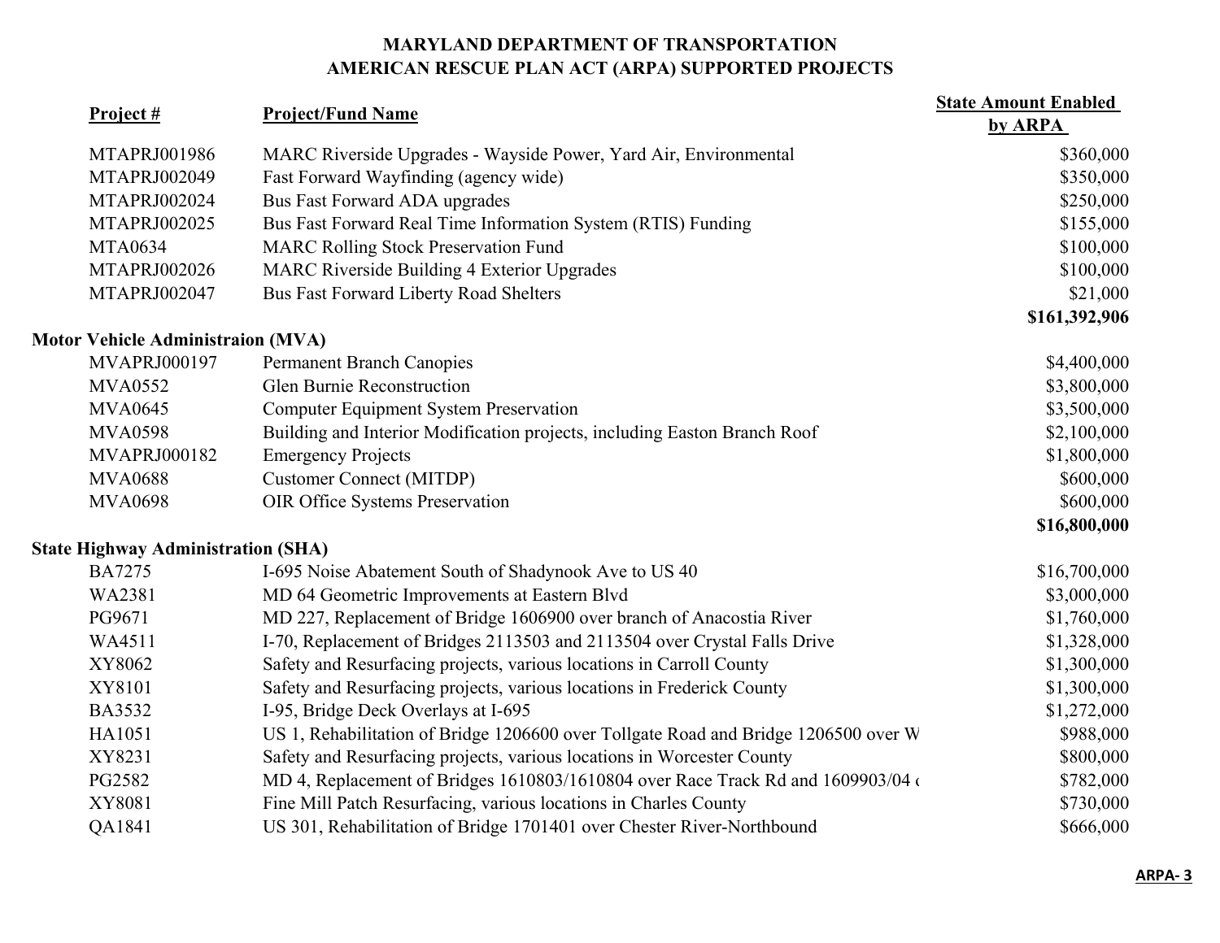**MARYLAND DEPARTMENT OF TRANSPORTATION**
**AMERICAN RESCUE PLAN ACT (ARPA) SUPPORTED PROJECTS**

| Project # | Project/Fund Name | State Amount Enabled by ARPA |
|---|---|---|
| MTAPRJ001986 | MARC Riverside Upgrades - Wayside Power, Yard Air, Environmental | $360,000 |
| MTAPRJ002049 | Fast Forward Wayfinding (agency wide) | $350,000 |
| MTAPRJ002024 | Bus Fast Forward ADA upgrades | $250,000 |
| MTAPRJ002025 | Bus Fast Forward Real Time Information System (RTIS) Funding | $155,000 |
| MTA0634 | MARC Rolling Stock Preservation Fund | $100,000 |
| MTAPRJ002026 | MARC Riverside Building 4 Exterior Upgrades | $100,000 |
| MTAPRJ002047 | Bus Fast Forward Liberty Road Shelters | $21,000 |
| | | **$161,392,906** |
| **Motor Vehicle Administraion (MVA)** | | |
| MVAPRJ000197 | Permanent Branch Canopies | $4,400,000 |
| MVA0552 | Glen Burnie Reconstruction | $3,800,000 |
| MVA0645 | Computer Equipment System Preservation | $3,500,000 |
| MVA0598 | Building and Interior Modification projects, including Easton Branch Roof | $2,100,000 |
| MVAPRJ000182 | Emergency Projects | $1,800,000 |
| MVA0688 | Customer Connect (MITDP) | $600,000 |
| MVA0698 | OIR Office Systems Preservation | $600,000 |
| | | **$16,800,000** |
| **State Highway Administraion (SHA)** | | |
| BA7275 | I-695 Noise Abatement South of Shadynook Ave to US 40 | $16,700,000 |
| WA2381 | MD 64 Geometric Improvements at Eastern Blvd | $3,000,000 |
| PG9671 | MD 227, Replacement of Bridge 1606900 over branch of Anacostia River | $1,760,000 |
| WA4511 | I-70, Replacement of Bridges 2113503 and 2113504 over Crystal Falls Drive | $1,328,000 |
| XY8062 | Safety and Resurfacing projects, various locations in Carroll County | $1,300,000 |
| XY8101 | Safety and Resurfacing projects, various locations in Frederick County | $1,300,000 |
| BA3532 | I-95, Bridge Deck Overlays at I-695 | $1,272,000 |
| HA1051 | US 1, Rehabilitation of Bridge 1206600 over Tollgate Road and Bridge 1206500 over W | $988,000 |
| XY8231 | Safety and Resurfacing projects, various locations in Worcester County | $800,000 |
| PG2582 | MD 4, Replacement of Bridges 1610803/1610804 over Race Track Rd and 1609903/04 ( | $782,000 |
| XY8081 | Fine Mill Patch Resurfacing, various locations in Charles County | $730,000 |
| QA1841 | US 301, Rehabilitation of Bridge 1701401 over Chester River-Northbound | $666,000 |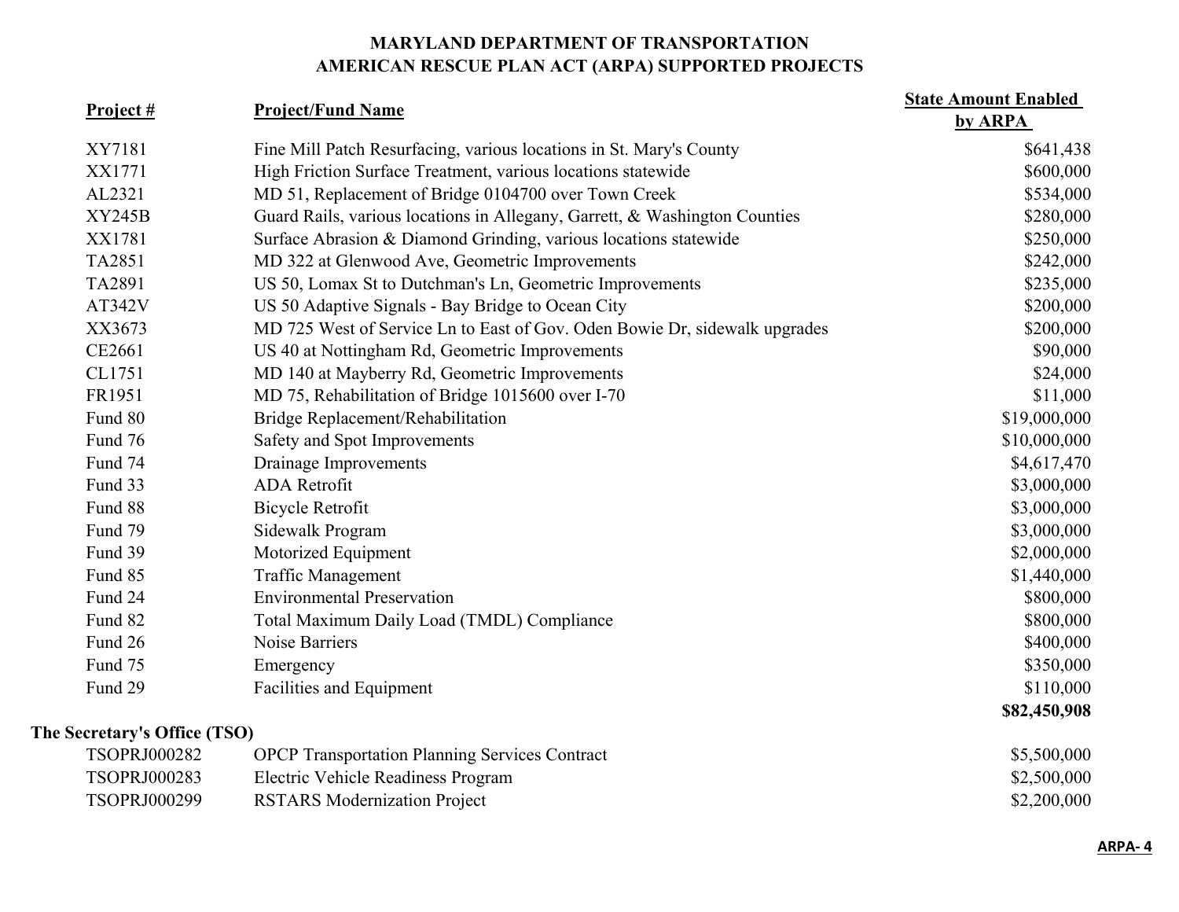**MARYLAND DEPARTMENT OF TRANSPORTATION**
**AMERICAN RESCUE PLAN ACT (ARPA) SUPPORTED PROJECTS**

| Project # | Project/Fund Name | State Amount Enabled by ARPA |
|---|---|---|
| XY7181 | Fine Mill Patch Resurfacing, various locations in St. Mary's County | $641,438 |
| XX1771 | High Friction Surface Treatment, various locations statewide | $600,000 |
| AL2321 | MD 51, Replacement of Bridge 0104700 over Town Creek | $534,000 |
| XY245B | Guard Rails, various locations in Allegany, Garrett, & Washington Counties | $280,000 |
| XX1781 | Surface Abrasion & Diamond Grinding, various locations statewide | $250,000 |
| TA2851 | MD 322 at Glenwood Ave, Geometric Improvements | $242,000 |
| TA2891 | US 50, Lomax St to Dutchman's Ln, Geometric Improvements | $235,000 |
| AT342V | US 50 Adaptive Signals - Bay Bridge to Ocean City | $200,000 |
| XX3673 | MD 725 West of Service Ln to East of Gov. Oden Bowie Dr, sidewalk upgrades | $200,000 |
| CE2661 | US 40 at Nottingham Rd, Geometric Improvements | $90,000 |
| CL1751 | MD 140 at Mayberry Rd, Geometric Improvements | $24,000 |
| FR1951 | MD 75, Rehabilitation of Bridge 1015600 over I-70 | $11,000 |
| Fund 80 | Bridge Replacement/Rehabilitation | $19,000,000 |
| Fund 76 | Safety and Spot Improvements | $10,000,000 |
| Fund 74 | Drainage Improvements | $4,617,470 |
| Fund 33 | ADA Retrofit | $3,000,000 |
| Fund 88 | Bicycle Retrofit | $3,000,000 |
| Fund 79 | Sidewalk Program | $3,000,000 |
| Fund 39 | Motorized Equipment | $2,000,000 |
| Fund 85 | Traffic Management | $1,440,000 |
| Fund 24 | Environmental Preservation | $800,000 |
| Fund 82 | Total Maximum Daily Load (TMDL) Compliance | $800,000 |
| Fund 26 | Noise Barriers | $400,000 |
| Fund 75 | Emergency | $350,000 |
| Fund 29 | Facilities and Equipment | $110,000 |
| | | **$82,450,908** |
| **The Secretary's Office (TSO)** | | |
| TSOPRJ000282 | OPCP Transportation Planning Services Contract | $5,500,000 |
| TSOPRJ000283 | Electric Vehicle Readiness Program | $2,500,000 |
| TSOPRJ000299 | RSTARS Modernization Project | $2,200,000 |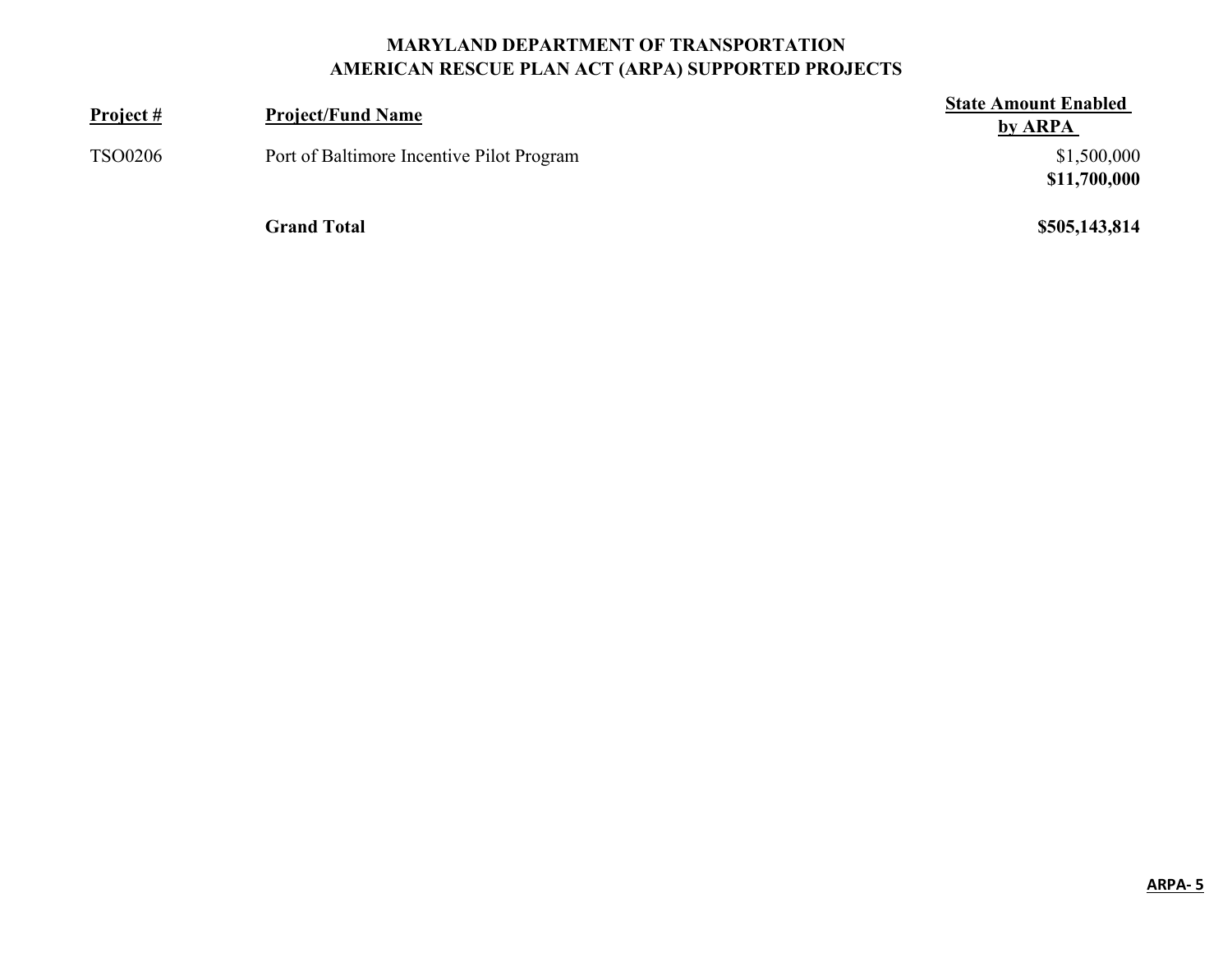**MARYLAND DEPARTMENT OF TRANSPORTATION**
**AMERICAN RESCUE PLAN ACT (ARPA) SUPPORTED PROJECTS**

| Project # | Project/Fund Name | State Amount Enabled by ARPA |
|---|---|---|
| TSO0206 | Port of Baltimore Incentive Pilot Program | $1,500,000 |
| | | **$11,700,000** |
| | **Grand Total** | **$505,143,814** |